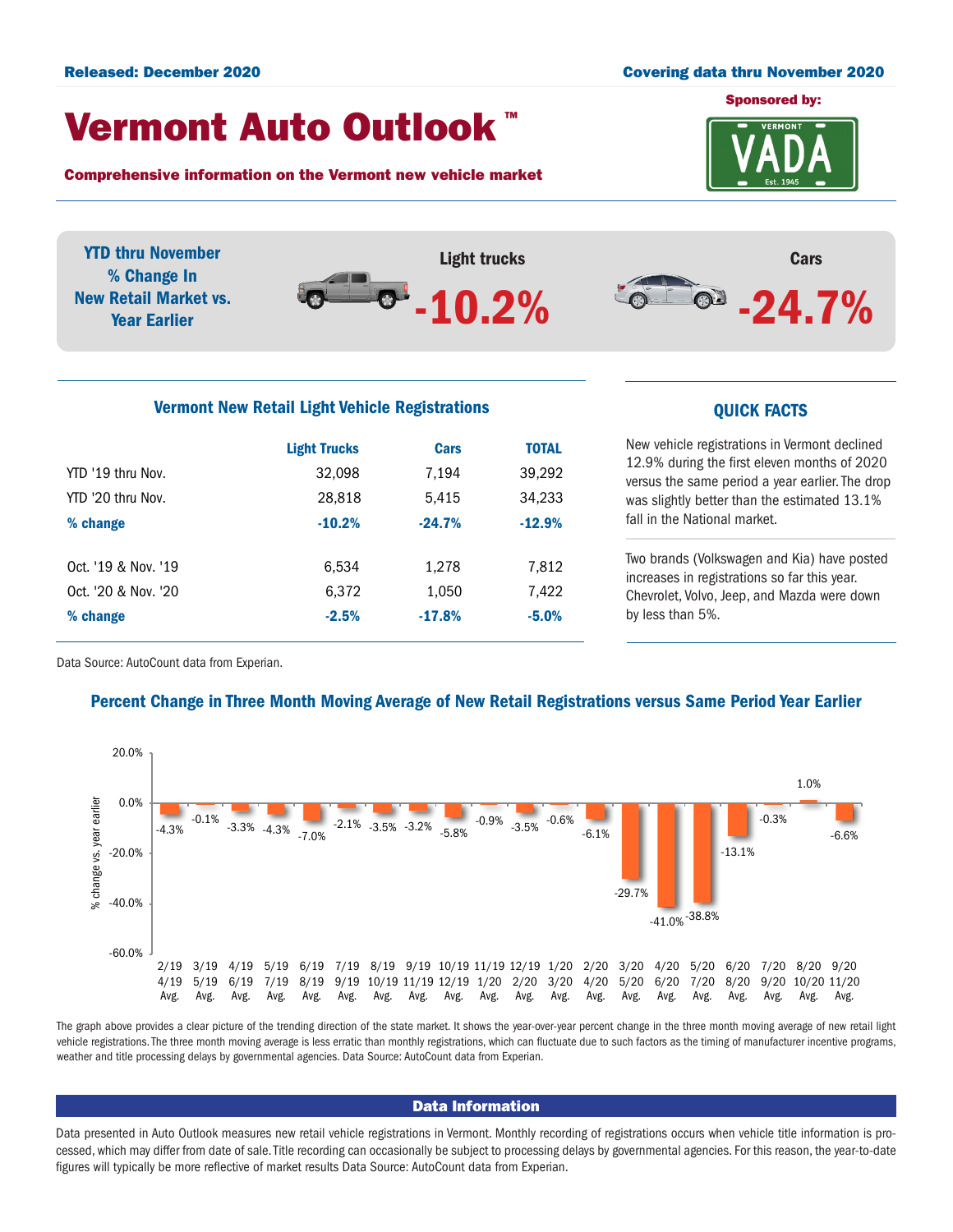Released: December 2020

Covering data thru November 2020

# Vermont Auto Outlook ™

Sponsored by: VADA

**Comprehensive information on the Vermont new vehicle market**

**YTD thru November % Change In New Retail Market vs. Year Earlier**

**Light trucks** -10.2%

**Cars** -24.7%

## Vermont New Retail Light Vehicle Registrations

| | Light Trucks | Cars | TOTAL |
|---|---|---|---|
| YTD '19 thru Nov. | 32,098 | 7,194 | 39,292 |
| YTD '20 thru Nov. | 28,818 | 5,415 | 34,233 |
| **% change** | **-10.2%** | **-24.7%** | **-12.9%** |
| Oct. '19 & Nov. '19 | 6,534 | 1,278 | 7,812 |
| Oct. '20 & Nov. '20 | 6,372 | 1,050 | 7,422 |
| **% change** | **-2.5%** | **-17.8%** | **-5.0%** |

Data Source: AutoCount data from Experian.

## QUICK FACTS

New vehicle registrations in Vermont declined 12.9% during the first eleven months of 2020 versus the same period a year earlier. The drop was slightly better than the estimated 13.1% fall in the National market.

Two brands (Volkswagen and Kia) have posted increases in registrations so far this year. Chevrolet, Volvo, Jeep, and Mazda were down by less than 5%.

## Percent Change in Three Month Moving Average of New Retail Registrations versus Same Period Year Earlier

| Period | % change vs. year earlier |
|---|---|
| 2/19 4/19 Avg. | -4.3% |
| 3/19 5/19 Avg. | -0.1% |
| 4/19 6/19 Avg. | -3.3% |
| 5/19 7/19 Avg. | -4.3% |
| 6/19 8/19 Avg. | -7.0% |
| 7/19 9/19 Avg. | -2.1% |
| 8/19 10/19 Avg. | -3.5% |
| 9/19 11/19 Avg. | -3.2% |
| 10/19 12/19 Avg. | -5.8% |
| 11/19 1/20 Avg. | -0.9% |
| 12/19 2/20 Avg. | -3.5% |
| 1/20 3/20 Avg. | -0.6% |
| 2/20 4/20 Avg. | -6.1% |
| 3/20 5/20 Avg. | -29.7% |
| 4/20 6/20 Avg. | -41.0% |
| 5/20 7/20 Avg. | -38.8% |
| 6/20 8/20 Avg. | -13.1% |
| 7/20 9/20 Avg. | -0.3% |
| 8/20 10/20 Avg. | 1.0% |
| 9/20 11/20 Avg. | -6.6% |

The graph above provides a clear picture of the trending direction of the state market. It shows the year-over-year percent change in the three month moving average of new retail light vehicle registrations. The three month moving average is less erratic than monthly registrations, which can fluctuate due to such factors as the timing of manufacturer incentive programs, weather and title processing delays by governmental agencies. Data Source: AutoCount data from Experian.

## Data Information

Data presented in Auto Outlook measures new retail vehicle registrations in Vermont. Monthly recording of registrations occurs when vehicle title information is processed, which may differ from date of sale. Title recording can occasionally be subject to processing delays by governmental agencies. For this reason, the year-to-date figures will typically be more reflective of market results Data Source: AutoCount data from Experian.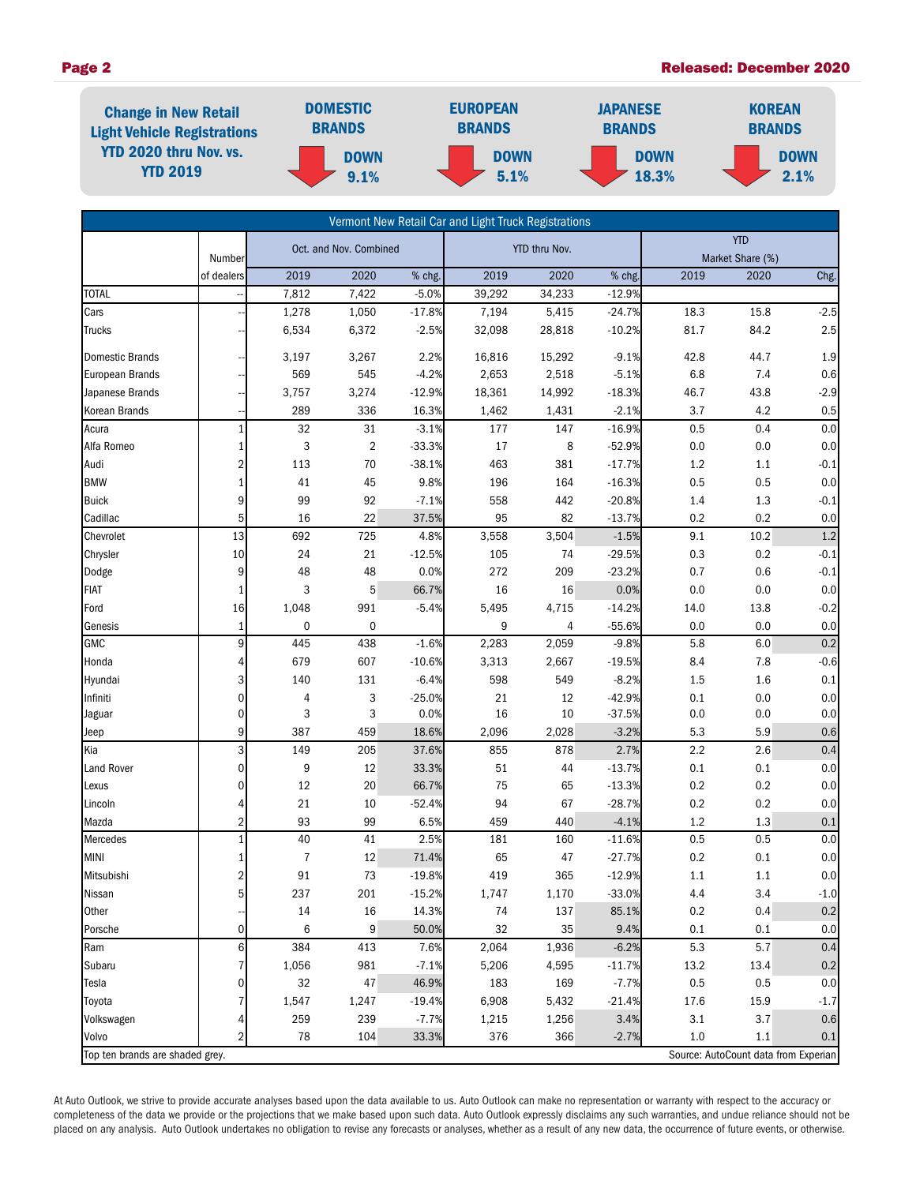## Change in New Retail Light Vehicle Registrations YTD 2020 thru Nov. vs. YTD 2019

| DOMESTIC BRANDS | EUROPEAN BRANDS | JAPANESE BRANDS | KOREAN BRANDS |
|---|---|---|---|
| DOWN 9.1% | DOWN 5.1% | DOWN 18.3% | DOWN 2.1% |

**Vermont New Retail Car and Light Truck Registrations**

| | Number of dealers | Oct. and Nov. Combined | | | YTD thru Nov. | | | YTD Market Share (%) | | |
|---|---|---|---|---|---|---|---|---|---|---|
| | | 2019 | 2020 | % chg. | 2019 | 2020 | % chg. | 2019 | 2020 | Chg. |
| TOTAL | -- | 7,812 | 7,422 | -5.0% | 39,292 | 34,233 | -12.9% | | | |
| Cars | -- | 1,278 | 1,050 | -17.8% | 7,194 | 5,415 | -24.7% | 18.3 | 15.8 | -2.5 |
| Trucks | -- | 6,534 | 6,372 | -2.5% | 32,098 | 28,818 | -10.2% | 81.7 | 84.2 | 2.5 |
| Domestic Brands | -- | 3,197 | 3,267 | 2.2% | 16,816 | 15,292 | -9.1% | 42.8 | 44.7 | 1.9 |
| European Brands | -- | 569 | 545 | -4.2% | 2,653 | 2,518 | -5.1% | 6.8 | 7.4 | 0.6 |
| Japanese Brands | -- | 3,757 | 3,274 | -12.9% | 18,361 | 14,992 | -18.3% | 46.7 | 43.8 | -2.9 |
| Korean Brands | -- | 289 | 336 | 16.3% | 1,462 | 1,431 | -2.1% | 3.7 | 4.2 | 0.5 |
| Acura | 1 | 32 | 31 | -3.1% | 177 | 147 | -16.9% | 0.5 | 0.4 | 0.0 |
| Alfa Romeo | 1 | 3 | 2 | -33.3% | 17 | 8 | -52.9% | 0.0 | 0.0 | 0.0 |
| Audi | 2 | 113 | 70 | -38.1% | 463 | 381 | -17.7% | 1.2 | 1.1 | -0.1 |
| BMW | 1 | 41 | 45 | 9.8% | 196 | 164 | -16.3% | 0.5 | 0.5 | 0.0 |
| Buick | 9 | 99 | 92 | -7.1% | 558 | 442 | -20.8% | 1.4 | 1.3 | -0.1 |
| Cadillac | 5 | 16 | 22 | 37.5% | 95 | 82 | -13.7% | 0.2 | 0.2 | 0.0 |
| Chevrolet | 13 | 692 | 725 | 4.8% | 3,558 | 3,504 | -1.5% | 9.1 | 10.2 | 1.2 |
| Chrysler | 10 | 24 | 21 | -12.5% | 105 | 74 | -29.5% | 0.3 | 0.2 | -0.1 |
| Dodge | 9 | 48 | 48 | 0.0% | 272 | 209 | -23.2% | 0.7 | 0.6 | -0.1 |
| FIAT | 1 | 3 | 5 | 66.7% | 16 | 16 | 0.0% | 0.0 | 0.0 | 0.0 |
| Ford | 16 | 1,048 | 991 | -5.4% | 5,495 | 4,715 | -14.2% | 14.0 | 13.8 | -0.2 |
| Genesis | 1 | 0 | 0 | | 9 | 4 | -55.6% | 0.0 | 0.0 | 0.0 |
| GMC | 9 | 445 | 438 | -1.6% | 2,283 | 2,059 | -9.8% | 5.8 | 6.0 | 0.2 |
| Honda | 4 | 679 | 607 | -10.6% | 3,313 | 2,667 | -19.5% | 8.4 | 7.8 | -0.6 |
| Hyundai | 3 | 140 | 131 | -6.4% | 598 | 549 | -8.2% | 1.5 | 1.6 | 0.1 |
| Infiniti | 0 | 4 | 3 | -25.0% | 21 | 12 | -42.9% | 0.1 | 0.0 | 0.0 |
| Jaguar | 0 | 3 | 3 | 0.0% | 16 | 10 | -37.5% | 0.0 | 0.0 | 0.0 |
| Jeep | 9 | 387 | 459 | 18.6% | 2,096 | 2,028 | -3.2% | 5.3 | 5.9 | 0.6 |
| Kia | 3 | 149 | 205 | 37.6% | 855 | 878 | 2.7% | 2.2 | 2.6 | 0.4 |
| Land Rover | 0 | 9 | 12 | 33.3% | 51 | 44 | -13.7% | 0.1 | 0.1 | 0.0 |
| Lexus | 0 | 12 | 20 | 66.7% | 75 | 65 | -13.3% | 0.2 | 0.2 | 0.0 |
| Lincoln | 4 | 21 | 10 | -52.4% | 94 | 67 | -28.7% | 0.2 | 0.2 | 0.0 |
| Mazda | 2 | 93 | 99 | 6.5% | 459 | 440 | -4.1% | 1.2 | 1.3 | 0.1 |
| Mercedes | 1 | 40 | 41 | 2.5% | 181 | 160 | -11.6% | 0.5 | 0.5 | 0.0 |
| MINI | 1 | 7 | 12 | 71.4% | 65 | 47 | -27.7% | 0.2 | 0.1 | 0.0 |
| Mitsubishi | 2 | 91 | 73 | -19.8% | 419 | 365 | -12.9% | 1.1 | 1.1 | 0.0 |
| Nissan | 5 | 237 | 201 | -15.2% | 1,747 | 1,170 | -33.0% | 4.4 | 3.4 | -1.0 |
| Other | -- | 14 | 16 | 14.3% | 74 | 137 | 85.1% | 0.2 | 0.4 | 0.2 |
| Porsche | 0 | 6 | 9 | 50.0% | 32 | 35 | 9.4% | 0.1 | 0.1 | 0.0 |
| Ram | 6 | 384 | 413 | 7.6% | 2,064 | 1,936 | -6.2% | 5.3 | 5.7 | 0.4 |
| Subaru | 7 | 1,056 | 981 | -7.1% | 5,206 | 4,595 | -11.7% | 13.2 | 13.4 | 0.2 |
| Tesla | 0 | 32 | 47 | 46.9% | 183 | 169 | -7.7% | 0.5 | 0.5 | 0.0 |
| Toyota | 7 | 1,547 | 1,247 | -19.4% | 6,908 | 5,432 | -21.4% | 17.6 | 15.9 | -1.7 |
| Volkswagen | 4 | 259 | 239 | -7.7% | 1,215 | 1,256 | 3.4% | 3.1 | 3.7 | 0.6 |
| Volvo | 2 | 78 | 104 | 33.3% | 376 | 366 | -2.7% | 1.0 | 1.1 | 0.1 |

Top ten brands are shaded grey.

Source: AutoCount data from Experian

At Auto Outlook, we strive to provide accurate analyses based upon the data available to us. Auto Outlook can make no representation or warranty with respect to the accuracy or completeness of the data we provide or the projections that we make based upon such data. Auto Outlook expressly disclaims any such warranties, and undue reliance should not be placed on any analysis. Auto Outlook undertakes no obligation to revise any forecasts or analyses, whether as a result of any new data, the occurrence of future events, or otherwise.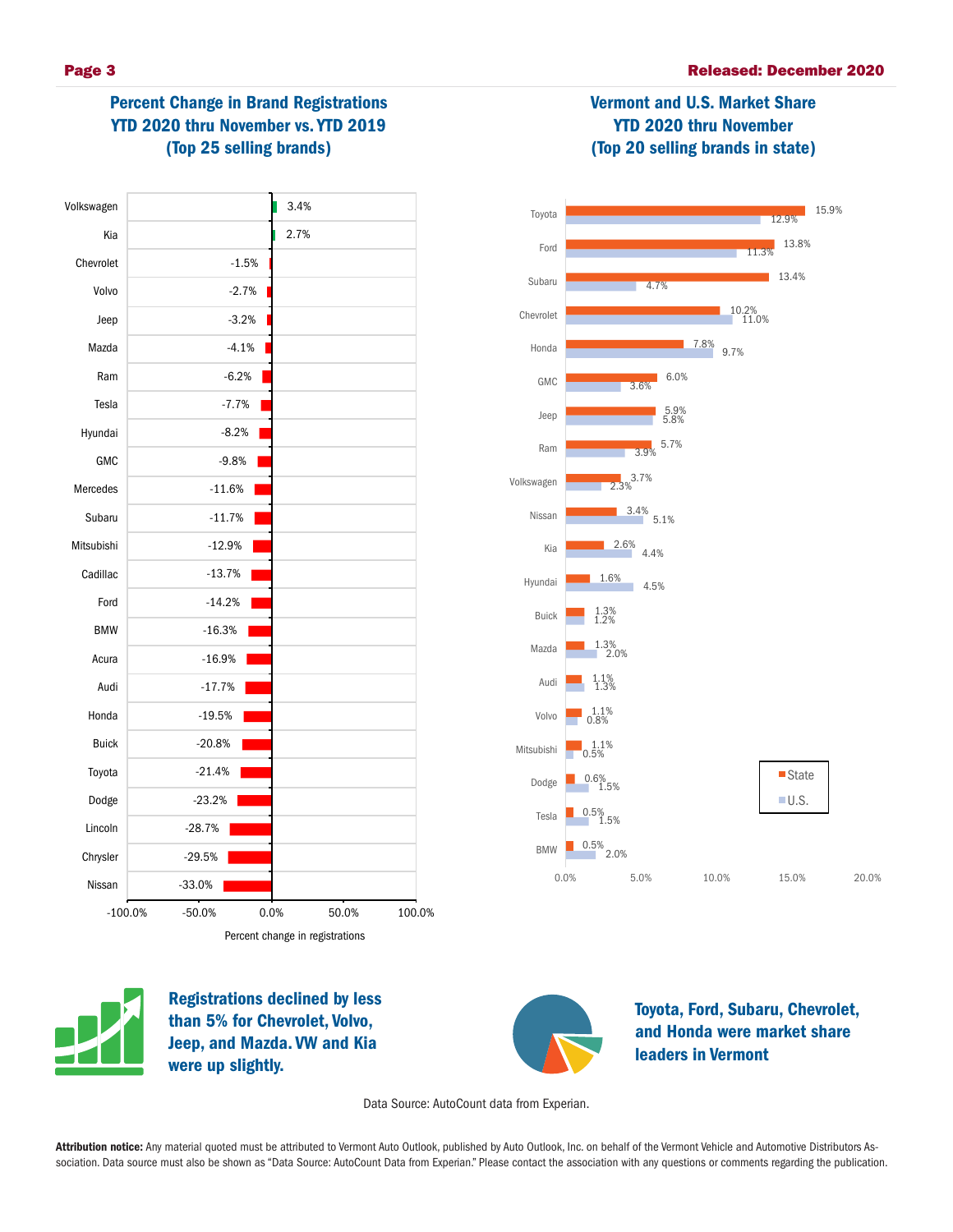## Percent Change in Brand Registrations YTD 2020 thru November vs. YTD 2019 (Top 25 selling brands)

| Brand | Percent change in registrations |
|---|---|
| Volkswagen | 3.4% |
| Kia | 2.7% |
| Chevrolet | -1.5% |
| Volvo | -2.7% |
| Jeep | -3.2% |
| Mazda | -4.1% |
| Ram | -6.2% |
| Tesla | -7.7% |
| Hyundai | -8.2% |
| GMC | -9.8% |
| Mercedes | -11.6% |
| Subaru | -11.7% |
| Mitsubishi | -12.9% |
| Cadillac | -13.7% |
| Ford | -14.2% |
| BMW | -16.3% |
| Acura | -16.9% |
| Audi | -17.7% |
| Honda | -19.5% |
| Buick | -20.8% |
| Toyota | -21.4% |
| Dodge | -23.2% |
| Lincoln | -28.7% |
| Chrysler | -29.5% |
| Nissan | -33.0% |

## Vermont and U.S. Market Share YTD 2020 thru November (Top 20 selling brands in state)

| Brand | State | U.S. |
|---|---|---|
| Toyota | 15.9% | 12.9% |
| Ford | 13.8% | 11.3% |
| Subaru | 13.4% | 4.7% |
| Chevrolet | 10.2% | 11.0% |
| Honda | 7.8% | 9.7% |
| GMC | 6.0% | 3.6% |
| Jeep | 5.9% | 5.8% |
| Ram | 5.7% | 3.9% |
| Volkswagen | 3.7% | 2.3% |
| Nissan | 3.4% | 5.1% |
| Kia | 2.6% | 4.4% |
| Hyundai | 1.6% | 4.5% |
| Buick | 1.3% | 1.2% |
| Mazda | 1.3% | 2.0% |
| Audi | 1.1% | 1.3% |
| Volvo | 1.1% | 0.8% |
| Mitsubishi | 1.1% | 0.5% |
| Dodge | 0.6% | 1.5% |
| Tesla | 0.5% | 1.5% |
| BMW | 0.5% | 2.0% |

**Registrations declined by less than 5% for Chevrolet, Volvo, Jeep, and Mazda. VW and Kia were up slightly.**

**Toyota, Ford, Subaru, Chevrolet, and Honda were market share leaders in Vermont**

Data Source: AutoCount data from Experian.

**Attribution notice:** Any material quoted must be attributed to Vermont Auto Outlook, published by Auto Outlook, Inc. on behalf of the Vermont Vehicle and Automotive Distributors Association. Data source must also be shown as "Data Source: AutoCount Data from Experian." Please contact the association with any questions or comments regarding the publication.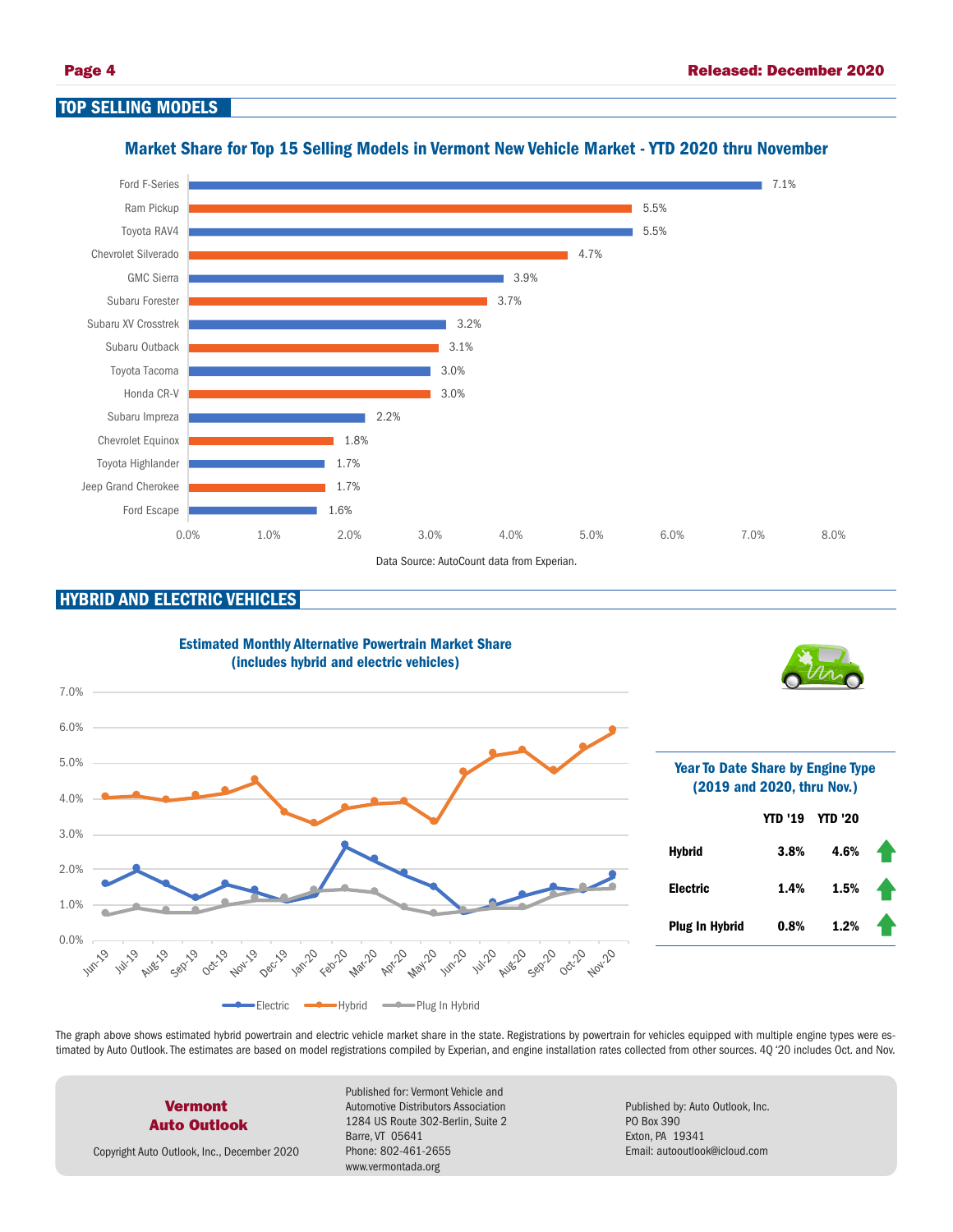## TOP SELLING MODELS

### Market Share for Top 15 Selling Models in Vermont New Vehicle Market - YTD 2020 thru November

Ford F-Series 7.1%
Ram Pickup 5.5%
Toyota RAV4 5.5%
Chevrolet Silverado 4.7%
GMC Sierra 3.9%
Subaru Forester 3.7%
Subaru XV Crosstrek 3.2%
Subaru Outback 3.1%
Toyota Tacoma 3.0%
Honda CR-V 3.0%
Subaru Impreza 2.2%
Chevrolet Equinox 1.8%
Toyota Highlander 1.7%
Jeep Grand Cherokee 1.7%
Ford Escape 1.6%

0.0% 1.0% 2.0% 3.0% 4.0% 5.0% 6.0% 7.0% 8.0%

Data Source: AutoCount data from Experian.

## HYBRID AND ELECTRIC VEHICLES

### Estimated Monthly Alternative Powertrain Market Share (includes hybrid and electric vehicles)

7.0% 6.0% 5.0% 4.0% 3.0% 2.0% 1.0% 0.0%

Jun-19 Jul-19 Aug-19 Sep-19 Oct-19 Nov-19 Dec-19 Jan-20 Feb-20 Mar-20 Apr-20 May-20 Jun-20 Jul-20 Aug-20 Sep-20 Oct-20 Nov-20

Electric — Hybrid — Plug In Hybrid

### Year To Date Share by Engine Type (2019 and 2020, thru Nov.)

| | YTD '19 | YTD '20 |
|---|---|---|
| **Hybrid** | 3.8% | 4.6% |
| **Electric** | 1.4% | 1.5% |
| **Plug In Hybrid** | 0.8% | 1.2% |

The graph above shows estimated hybrid powertrain and electric vehicle market share in the state. Registrations by powertrain for vehicles equipped with multiple engine types were estimated by Auto Outlook. The estimates are based on model registrations compiled by Experian, and engine installation rates collected from other sources. 4Q '20 includes Oct. and Nov.

**Vermont Auto Outlook**

Copyright Auto Outlook, Inc., December 2020

Published for: Vermont Vehicle and Automotive Distributors Association
1284 US Route 302-Berlin, Suite 2
Barre, VT 05641
Phone: 802-461-2655
www.vermontada.org

Published by: Auto Outlook, Inc.
PO Box 390
Exton, PA 19341
Email: autooutlook@icloud.com